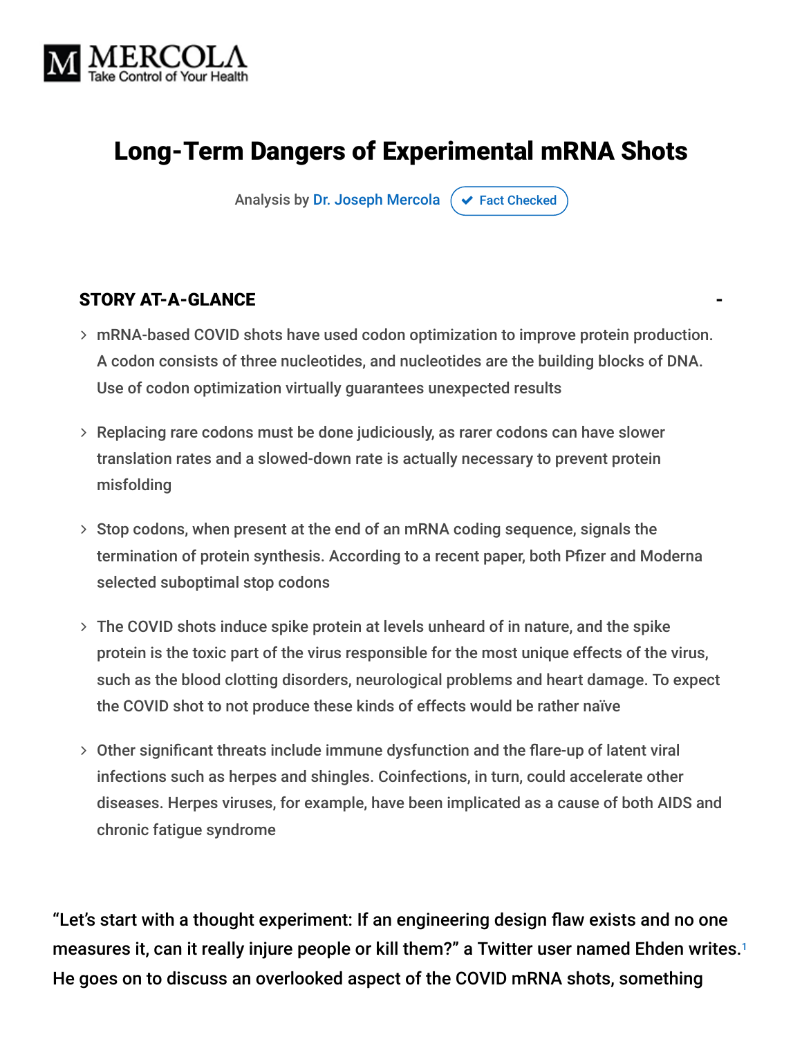MERCOLA
Take Control of Your Health

# Long-Term Dangers of Experimental mRNA Shots

Analysis by Dr. Joseph Mercola ✔ Fact Checked

## STORY AT-A-GLANCE

- mRNA-based COVID shots have used codon optimization to improve protein production. A codon consists of three nucleotides, and nucleotides are the building blocks of DNA. Use of codon optimization virtually guarantees unexpected results
- Replacing rare codons must be done judiciously, as rarer codons can have slower translation rates and a slowed-down rate is actually necessary to prevent protein misfolding
- Stop codons, when present at the end of an mRNA coding sequence, signals the termination of protein synthesis. According to a recent paper, both Pfizer and Moderna selected suboptimal stop codons
- The COVID shots induce spike protein at levels unheard of in nature, and the spike protein is the toxic part of the virus responsible for the most unique effects of the virus, such as the blood clotting disorders, neurological problems and heart damage. To expect the COVID shot to not produce these kinds of effects would be rather naïve
- Other significant threats include immune dysfunction and the flare-up of latent viral infections such as herpes and shingles. Coinfections, in turn, could accelerate other diseases. Herpes viruses, for example, have been implicated as a cause of both AIDS and chronic fatigue syndrome

"Let's start with a thought experiment: If an engineering design flaw exists and no one measures it, can it really injure people or kill them?" a Twitter user named Ehden writes.[1] He goes on to discuss an overlooked aspect of the COVID mRNA shots, something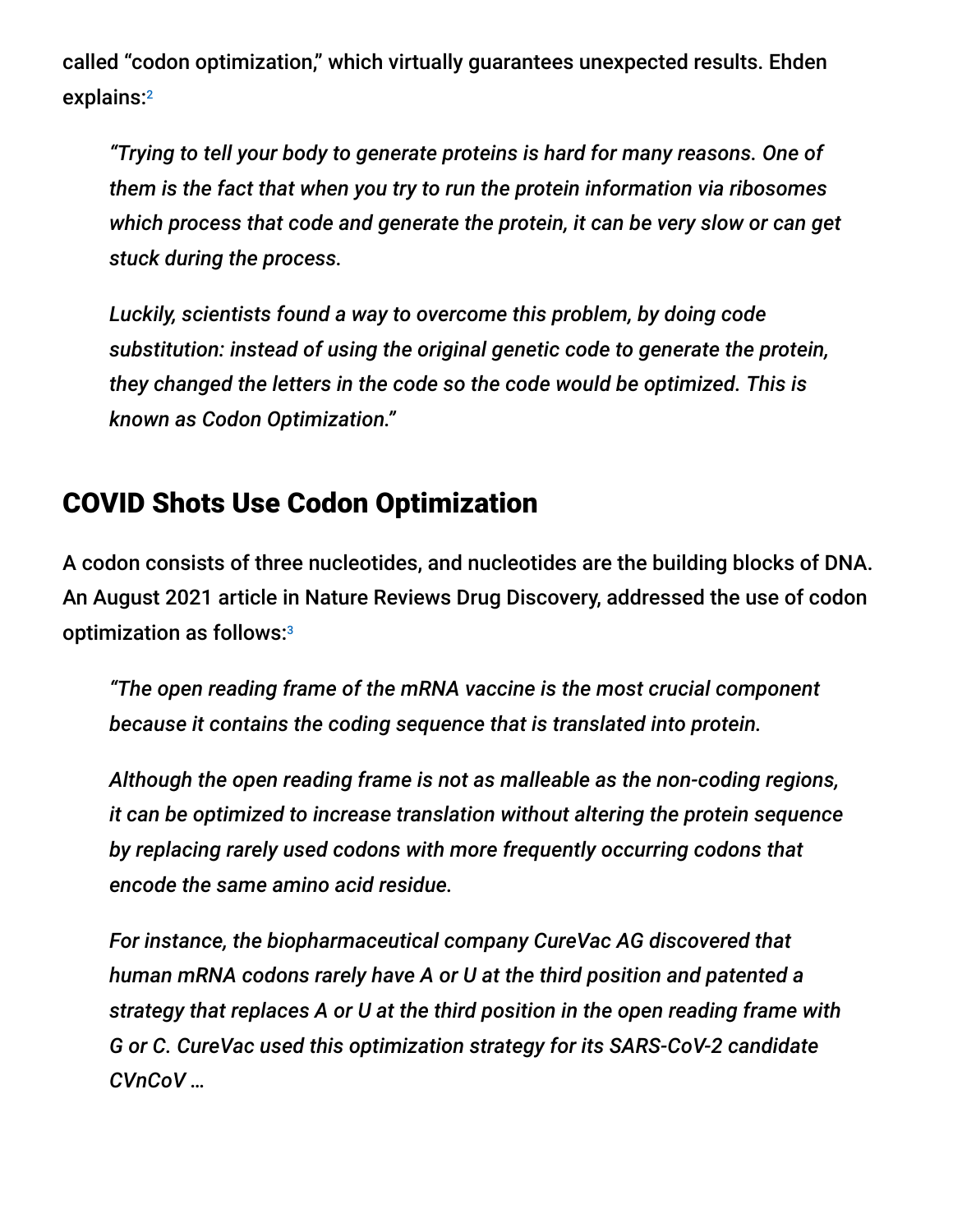called "codon optimization," which virtually guarantees unexpected results. Ehden explains:[2]

> *"Trying to tell your body to generate proteins is hard for many reasons. One of them is the fact that when you try to run the protein information via ribosomes which process that code and generate the protein, it can be very slow or can get stuck during the process.*
>
> *Luckily, scientists found a way to overcome this problem, by doing code substitution: instead of using the original genetic code to generate the protein, they changed the letters in the code so the code would be optimized. This is known as Codon Optimization."*

## COVID Shots Use Codon Optimization

A codon consists of three nucleotides, and nucleotides are the building blocks of DNA. An August 2021 article in Nature Reviews Drug Discovery, addressed the use of codon optimization as follows:[3]

> *"The open reading frame of the mRNA vaccine is the most crucial component because it contains the coding sequence that is translated into protein.*
>
> *Although the open reading frame is not as malleable as the non-coding regions, it can be optimized to increase translation without altering the protein sequence by replacing rarely used codons with more frequently occurring codons that encode the same amino acid residue.*
>
> *For instance, the biopharmaceutical company CureVac AG discovered that human mRNA codons rarely have A or U at the third position and patented a strategy that replaces A or U at the third position in the open reading frame with G or C. CureVac used this optimization strategy for its SARS-CoV-2 candidate CVnCoV …*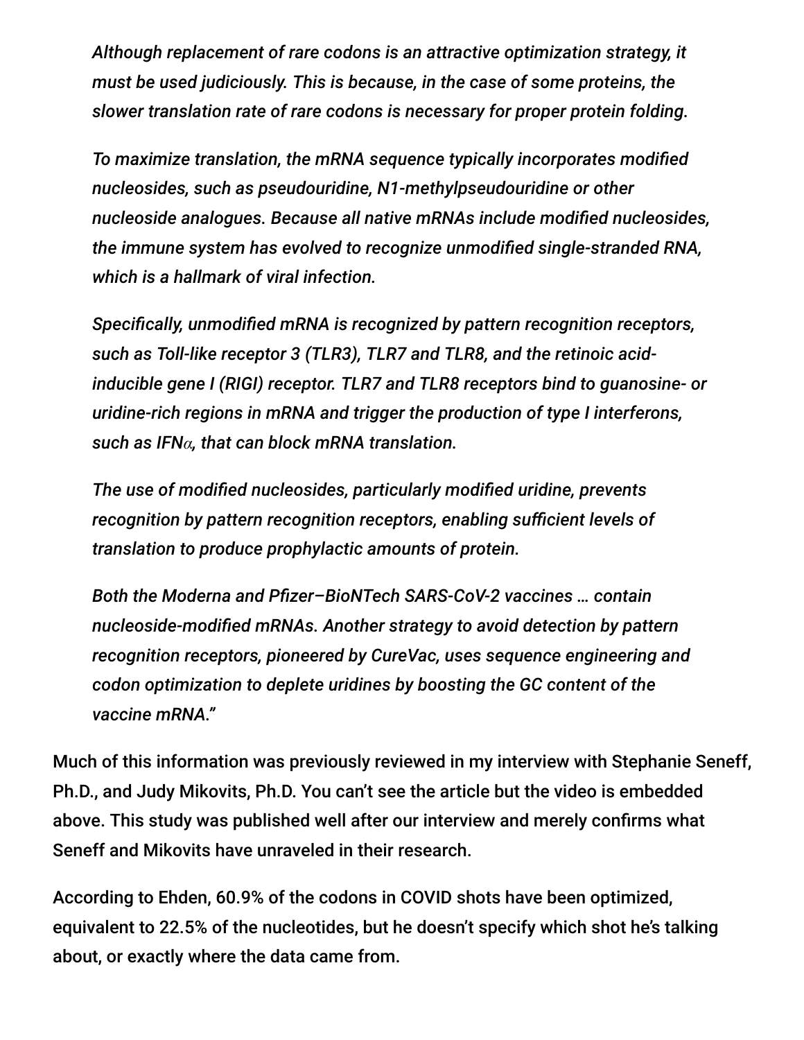*Although replacement of rare codons is an attractive optimization strategy, it must be used judiciously. This is because, in the case of some proteins, the slower translation rate of rare codons is necessary for proper protein folding.*

*To maximize translation, the mRNA sequence typically incorporates modified nucleosides, such as pseudouridine, N1-methylpseudouridine or other nucleoside analogues. Because all native mRNAs include modified nucleosides, the immune system has evolved to recognize unmodified single-stranded RNA, which is a hallmark of viral infection.*

*Specifically, unmodified mRNA is recognized by pattern recognition receptors, such as Toll-like receptor 3 (TLR3), TLR7 and TLR8, and the retinoic acid-inducible gene I (RIGI) receptor. TLR7 and TLR8 receptors bind to guanosine- or uridine-rich regions in mRNA and trigger the production of type I interferons, such as IFNα, that can block mRNA translation.*

*The use of modified nucleosides, particularly modified uridine, prevents recognition by pattern recognition receptors, enabling sufficient levels of translation to produce prophylactic amounts of protein.*

*Both the Moderna and Pfizer–BioNTech SARS-CoV-2 vaccines … contain nucleoside-modified mRNAs. Another strategy to avoid detection by pattern recognition receptors, pioneered by CureVac, uses sequence engineering and codon optimization to deplete uridines by boosting the GC content of the vaccine mRNA."*

Much of this information was previously reviewed in my interview with Stephanie Seneff, Ph.D., and Judy Mikovits, Ph.D. You can't see the article but the video is embedded above. This study was published well after our interview and merely confirms what Seneff and Mikovits have unraveled in their research.

According to Ehden, 60.9% of the codons in COVID shots have been optimized, equivalent to 22.5% of the nucleotides, but he doesn't specify which shot he's talking about, or exactly where the data came from.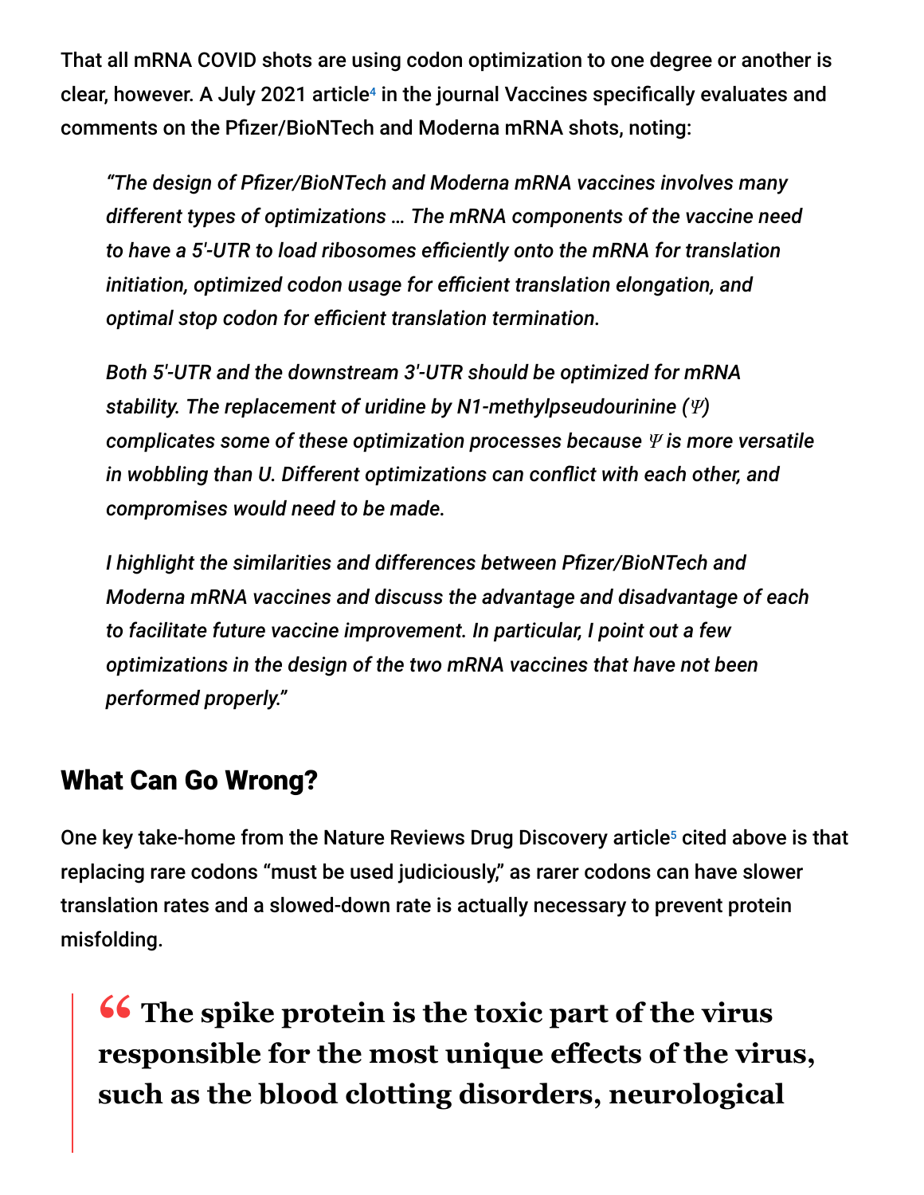That all mRNA COVID shots are using codon optimization to one degree or another is clear, however. A July 2021 article[4] in the journal Vaccines specifically evaluates and comments on the Pfizer/BioNTech and Moderna mRNA shots, noting:

> *"The design of Pfizer/BioNTech and Moderna mRNA vaccines involves many different types of optimizations … The mRNA components of the vaccine need to have a 5'-UTR to load ribosomes efficiently onto the mRNA for translation initiation, optimized codon usage for efficient translation elongation, and optimal stop codon for efficient translation termination.*
>
> *Both 5'-UTR and the downstream 3'-UTR should be optimized for mRNA stability. The replacement of uridine by N1-methylpseudourinine (Ψ) complicates some of these optimization processes because Ψ is more versatile in wobbling than U. Different optimizations can conflict with each other, and compromises would need to be made.*
>
> *I highlight the similarities and differences between Pfizer/BioNTech and Moderna mRNA vaccines and discuss the advantage and disadvantage of each to facilitate future vaccine improvement. In particular, I point out a few optimizations in the design of the two mRNA vaccines that have not been performed properly."*

## What Can Go Wrong?

One key take-home from the Nature Reviews Drug Discovery article[5] cited above is that replacing rare codons "must be used judiciously," as rarer codons can have slower translation rates and a slowed-down rate is actually necessary to prevent protein misfolding.

> **" The spike protein is the toxic part of the virus responsible for the most unique effects of the virus, such as the blood clotting disorders, neurological**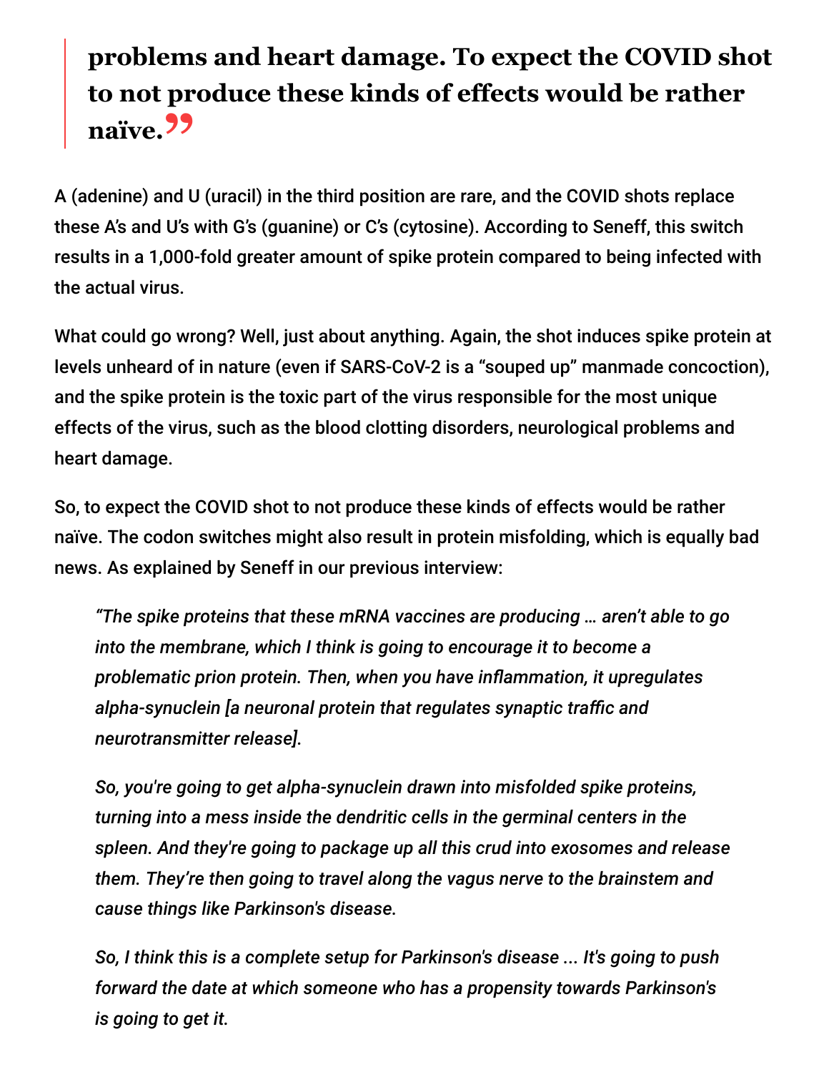> **problems and heart damage. To expect the COVID shot to not produce these kinds of effects would be rather naïve.”**

A (adenine) and U (uracil) in the third position are rare, and the COVID shots replace these A’s and U’s with G’s (guanine) or C’s (cytosine). According to Seneff, this switch results in a 1,000-fold greater amount of spike protein compared to being infected with the actual virus.

What could go wrong? Well, just about anything. Again, the shot induces spike protein at levels unheard of in nature (even if SARS-CoV-2 is a “souped up” manmade concoction), and the spike protein is the toxic part of the virus responsible for the most unique effects of the virus, such as the blood clotting disorders, neurological problems and heart damage.

So, to expect the COVID shot to not produce these kinds of effects would be rather naïve. The codon switches might also result in protein misfolding, which is equally bad news. As explained by Seneff in our previous interview:

> *“The spike proteins that these mRNA vaccines are producing … aren’t able to go into the membrane, which I think is going to encourage it to become a problematic prion protein. Then, when you have inflammation, it upregulates alpha-synuclein [a neuronal protein that regulates synaptic traffic and neurotransmitter release].*
>
> *So, you're going to get alpha-synuclein drawn into misfolded spike proteins, turning into a mess inside the dendritic cells in the germinal centers in the spleen. And they're going to package up all this crud into exosomes and release them. They’re then going to travel along the vagus nerve to the brainstem and cause things like Parkinson's disease.*
>
> *So, I think this is a complete setup for Parkinson's disease ... It's going to push forward the date at which someone who has a propensity towards Parkinson's is going to get it.*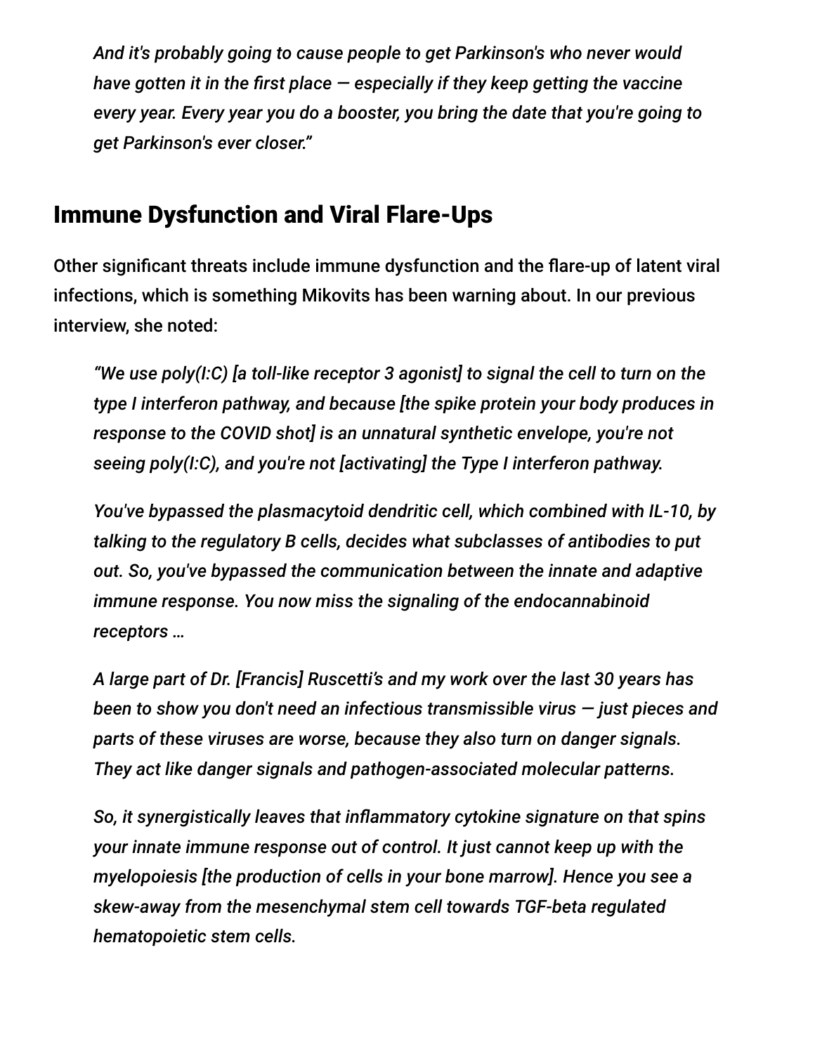*And it's probably going to cause people to get Parkinson's who never would have gotten it in the first place — especially if they keep getting the vaccine every year. Every year you do a booster, you bring the date that you're going to get Parkinson's ever closer."*

## Immune Dysfunction and Viral Flare-Ups

Other significant threats include immune dysfunction and the flare-up of latent viral infections, which is something Mikovits has been warning about. In our previous interview, she noted:

> *"We use poly(I:C) [a toll-like receptor 3 agonist] to signal the cell to turn on the type I interferon pathway, and because [the spike protein your body produces in response to the COVID shot] is an unnatural synthetic envelope, you're not seeing poly(I:C), and you're not [activating] the Type I interferon pathway.*
>
> *You've bypassed the plasmacytoid dendritic cell, which combined with IL-10, by talking to the regulatory B cells, decides what subclasses of antibodies to put out. So, you've bypassed the communication between the innate and adaptive immune response. You now miss the signaling of the endocannabinoid receptors …*
>
> *A large part of Dr. [Francis] Ruscetti's and my work over the last 30 years has been to show you don't need an infectious transmissible virus — just pieces and parts of these viruses are worse, because they also turn on danger signals. They act like danger signals and pathogen-associated molecular patterns.*
>
> *So, it synergistically leaves that inflammatory cytokine signature on that spins your innate immune response out of control. It just cannot keep up with the myelopoiesis [the production of cells in your bone marrow]. Hence you see a skew-away from the mesenchymal stem cell towards TGF-beta regulated hematopoietic stem cells.*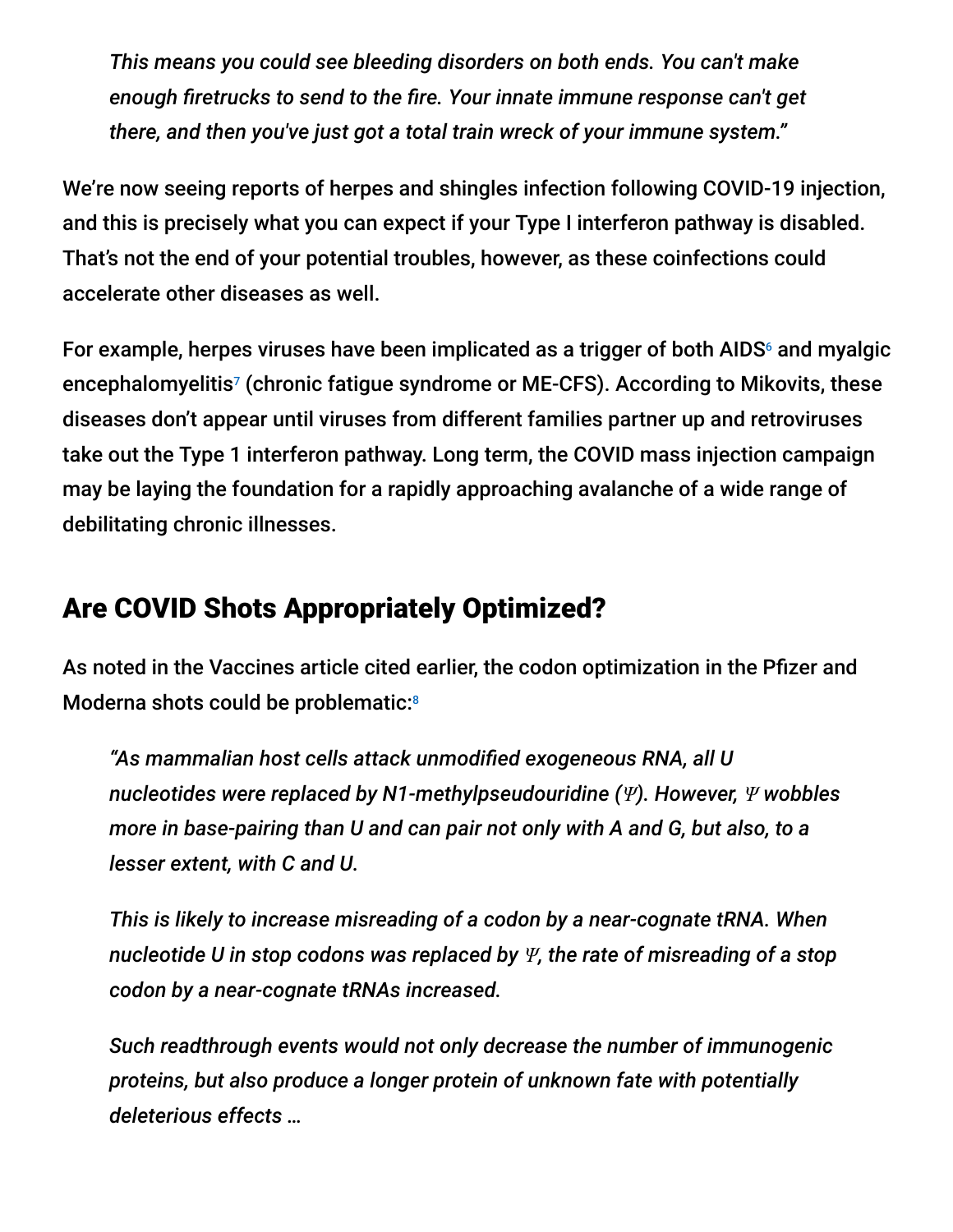*This means you could see bleeding disorders on both ends. You can't make enough firetrucks to send to the fire. Your innate immune response can't get there, and then you've just got a total train wreck of your immune system."*

We're now seeing reports of herpes and shingles infection following COVID-19 injection, and this is precisely what you can expect if your Type I interferon pathway is disabled. That's not the end of your potential troubles, however, as these coinfections could accelerate other diseases as well.

For example, herpes viruses have been implicated as a trigger of both AIDS[6] and myalgic encephalomyelitis[7] (chronic fatigue syndrome or ME-CFS). According to Mikovits, these diseases don't appear until viruses from different families partner up and retroviruses take out the Type 1 interferon pathway. Long term, the COVID mass injection campaign may be laying the foundation for a rapidly approaching avalanche of a wide range of debilitating chronic illnesses.

## Are COVID Shots Appropriately Optimized?

As noted in the Vaccines article cited earlier, the codon optimization in the Pfizer and Moderna shots could be problematic:[8]

*"As mammalian host cells attack unmodified exogeneous RNA, all U nucleotides were replaced by N1-methylpseudouridine (Ψ). However, Ψ wobbles more in base-pairing than U and can pair not only with A and G, but also, to a lesser extent, with C and U.*

*This is likely to increase misreading of a codon by a near-cognate tRNA. When nucleotide U in stop codons was replaced by Ψ, the rate of misreading of a stop codon by a near-cognate tRNAs increased.*

*Such readthrough events would not only decrease the number of immunogenic proteins, but also produce a longer protein of unknown fate with potentially deleterious effects …*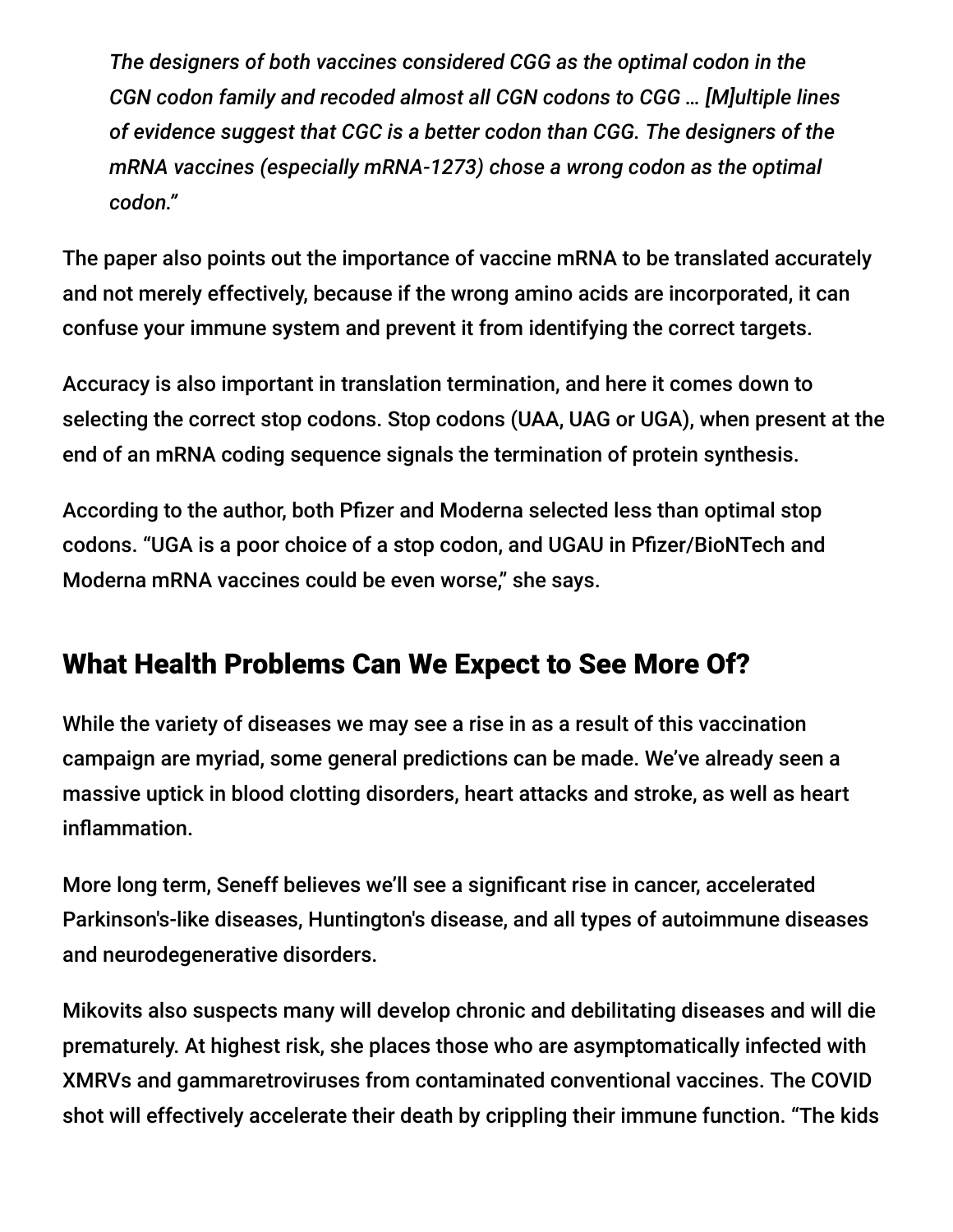> *The designers of both vaccines considered CGG as the optimal codon in the CGN codon family and recoded almost all CGN codons to CGG … [M]ultiple lines of evidence suggest that CGC is a better codon than CGG. The designers of the mRNA vaccines (especially mRNA-1273) chose a wrong codon as the optimal codon."*

The paper also points out the importance of vaccine mRNA to be translated accurately and not merely effectively, because if the wrong amino acids are incorporated, it can confuse your immune system and prevent it from identifying the correct targets.

Accuracy is also important in translation termination, and here it comes down to selecting the correct stop codons. Stop codons (UAA, UAG or UGA), when present at the end of an mRNA coding sequence signals the termination of protein synthesis.

According to the author, both Pfizer and Moderna selected less than optimal stop codons. "UGA is a poor choice of a stop codon, and UGAU in Pfizer/BioNTech and Moderna mRNA vaccines could be even worse," she says.

## What Health Problems Can We Expect to See More Of?

While the variety of diseases we may see a rise in as a result of this vaccination campaign are myriad, some general predictions can be made. We've already seen a massive uptick in blood clotting disorders, heart attacks and stroke, as well as heart inflammation.

More long term, Seneff believes we'll see a significant rise in cancer, accelerated Parkinson's-like diseases, Huntington's disease, and all types of autoimmune diseases and neurodegenerative disorders.

Mikovits also suspects many will develop chronic and debilitating diseases and will die prematurely. At highest risk, she places those who are asymptomatically infected with XMRVs and gammaretroviruses from contaminated conventional vaccines. The COVID shot will effectively accelerate their death by crippling their immune function. "The kids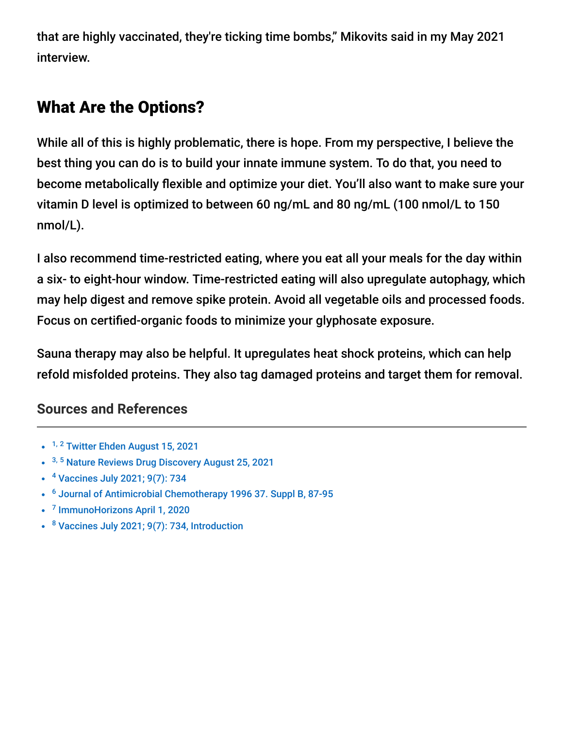that are highly vaccinated, they're ticking time bombs," Mikovits said in my May 2021 interview.

## What Are the Options?

While all of this is highly problematic, there is hope. From my perspective, I believe the best thing you can do is to build your innate immune system. To do that, you need to become metabolically flexible and optimize your diet. You'll also want to make sure your vitamin D level is optimized to between 60 ng/mL and 80 ng/mL (100 nmol/L to 150 nmol/L).

I also recommend time-restricted eating, where you eat all your meals for the day within a six- to eight-hour window. Time-restricted eating will also upregulate autophagy, which may help digest and remove spike protein. Avoid all vegetable oils and processed foods. Focus on certified-organic foods to minimize your glyphosate exposure.

Sauna therapy may also be helpful. It upregulates heat shock proteins, which can help refold misfolded proteins. They also tag damaged proteins and target them for removal.

### Sources and References

- [1, 2] Twitter Ehden August 15, 2021
- [3, 5] Nature Reviews Drug Discovery August 25, 2021
- [4] Vaccines July 2021; 9(7): 734
- [6] Journal of Antimicrobial Chemotherapy 1996 37. Suppl B, 87-95
- [7] ImmunoHorizons April 1, 2020
- [8] Vaccines July 2021; 9(7): 734, Introduction